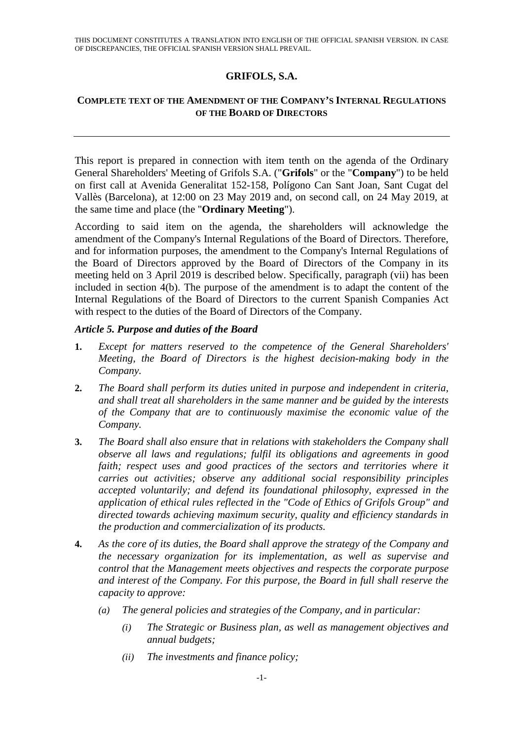THIS DOCUMENT CONSTITUTES A TRANSLATION INTO ENGLISH OF THE OFFICIAL SPANISH VERSION. IN CASE OF DISCREPANCIES, THE OFFICIAL SPANISH VERSION SHALL PREVAIL.

# GRIFOLS, S.A.

## COMPLETE TEXT OF THE AMENDMENT OF THE COMPANY'S INTERNAL REGULATIONS OF THE BOARD OF DIRECTORS

---

This report is prepared in connection with item tenth on the agenda of the Ordinary General Shareholders' Meeting of Grifols S.A. ("**Grifols**" or the "**Company**") to be held on first call at Avenida Generalitat 152-158, Polígono Can Sant Joan, Sant Cugat del Vallès (Barcelona), at 12:00 on 23 May 2019 and, on second call, on 24 May 2019, at the same time and place (the "**Ordinary Meeting**").

According to said item on the agenda, the shareholders will acknowledge the amendment of the Company's Internal Regulations of the Board of Directors. Therefore, and for information purposes, the amendment to the Company's Internal Regulations of the Board of Directors approved by the Board of Directors of the Company in its meeting held on 3 April 2019 is described below. Specifically, paragraph (vii) has been included in section 4(b). The purpose of the amendment is to adapt the content of the Internal Regulations of the Board of Directors to the current Spanish Companies Act with respect to the duties of the Board of Directors of the Company.

### *Article 5. Purpose and duties of the Board*

**1.** *Except for matters reserved to the competence of the General Shareholders' Meeting, the Board of Directors is the highest decision-making body in the Company.*

**2.** *The Board shall perform its duties united in purpose and independent in criteria, and shall treat all shareholders in the same manner and be guided by the interests of the Company that are to continuously maximise the economic value of the Company.*

**3.** *The Board shall also ensure that in relations with stakeholders the Company shall observe all laws and regulations; fulfil its obligations and agreements in good faith; respect uses and good practices of the sectors and territories where it carries out activities; observe any additional social responsibility principles accepted voluntarily; and defend its foundational philosophy, expressed in the application of ethical rules reflected in the "Code of Ethics of Grifols Group" and directed towards achieving maximum security, quality and efficiency standards in the production and commercialization of its products.*

**4.** *As the core of its duties, the Board shall approve the strategy of the Company and the necessary organization for its implementation, as well as supervise and control that the Management meets objectives and respects the corporate purpose and interest of the Company. For this purpose, the Board in full shall reserve the capacity to approve:*

- *(a) The general policies and strategies of the Company, and in particular:*
  - *(i) The Strategic or Business plan, as well as management objectives and annual budgets;*
  - *(ii) The investments and finance policy;*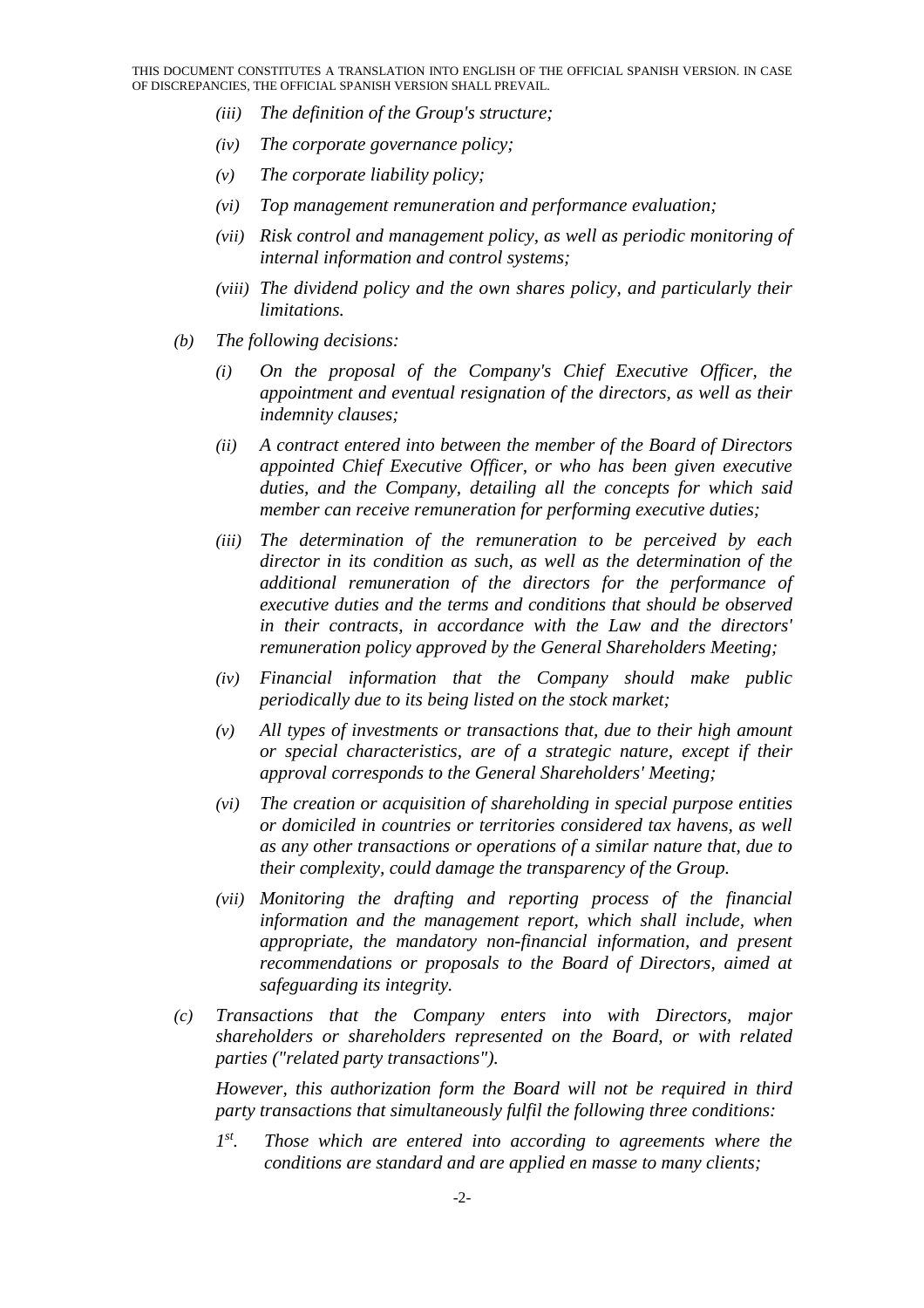*(iii) The definition of the Group's structure;*

*(iv) The corporate governance policy;*

*(v) The corporate liability policy;*

*(vi) Top management remuneration and performance evaluation;*

*(vii) Risk control and management policy, as well as periodic monitoring of internal information and control systems;*

*(viii) The dividend policy and the own shares policy, and particularly their limitations.*

*(b) The following decisions:*

*(i) On the proposal of the Company's Chief Executive Officer, the appointment and eventual resignation of the directors, as well as their indemnity clauses;*

*(ii) A contract entered into between the member of the Board of Directors appointed Chief Executive Officer, or who has been given executive duties, and the Company, detailing all the concepts for which said member can receive remuneration for performing executive duties;*

*(iii) The determination of the remuneration to be perceived by each director in its condition as such, as well as the determination of the additional remuneration of the directors for the performance of executive duties and the terms and conditions that should be observed in their contracts, in accordance with the Law and the directors' remuneration policy approved by the General Shareholders Meeting;*

*(iv) Financial information that the Company should make public periodically due to its being listed on the stock market;*

*(v) All types of investments or transactions that, due to their high amount or special characteristics, are of a strategic nature, except if their approval corresponds to the General Shareholders' Meeting;*

*(vi) The creation or acquisition of shareholding in special purpose entities or domiciled in countries or territories considered tax havens, as well as any other transactions or operations of a similar nature that, due to their complexity, could damage the transparency of the Group.*

*(vii) Monitoring the drafting and reporting process of the financial information and the management report, which shall include, when appropriate, the mandatory non-financial information, and present recommendations or proposals to the Board of Directors, aimed at safeguarding its integrity.*

*(c) Transactions that the Company enters into with Directors, major shareholders or shareholders represented on the Board, or with related parties ("related party transactions").*

*However, this authorization form the Board will not be required in third party transactions that simultaneously fulfil the following three conditions:*

*1st. Those which are entered into according to agreements where the conditions are standard and are applied en masse to many clients;*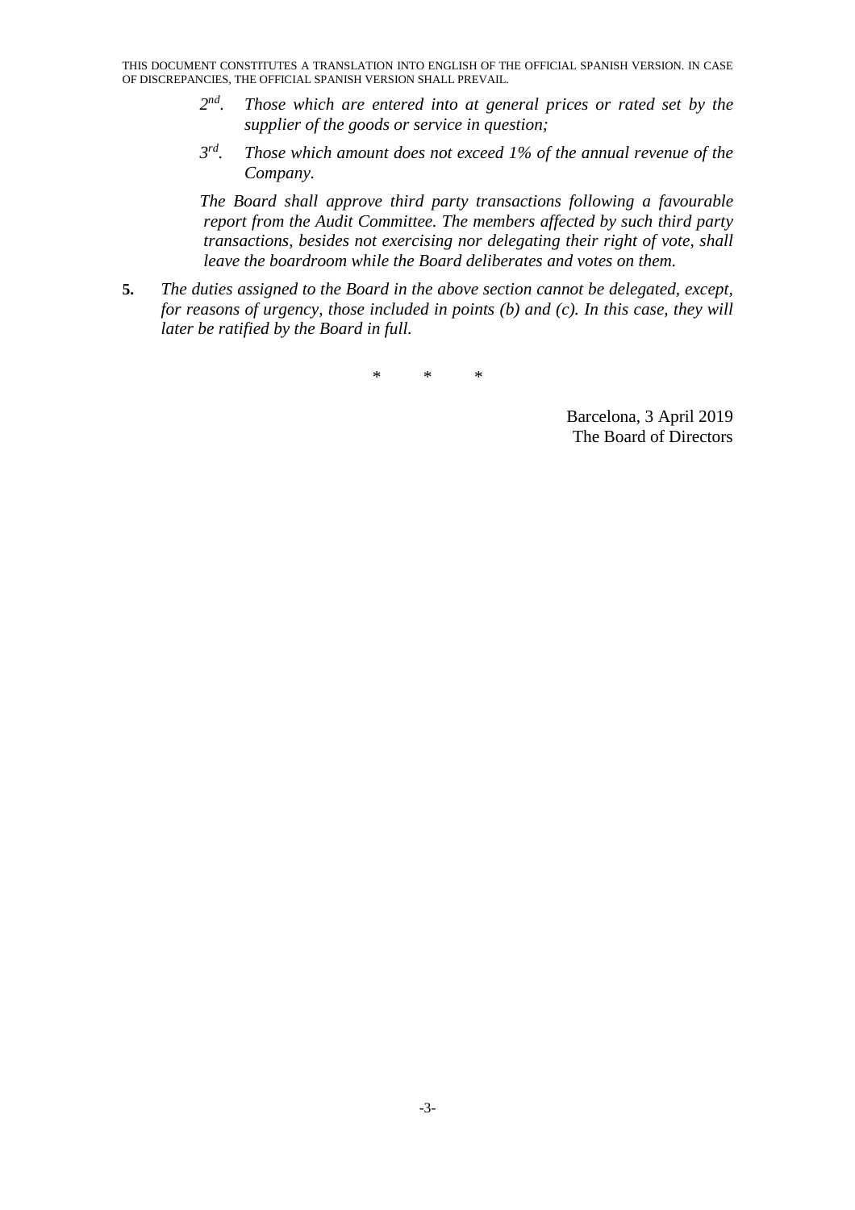*2nd. Those which are entered into at general prices or rated set by the supplier of the goods or service in question;*

*3rd. Those which amount does not exceed 1% of the annual revenue of the Company.*

*The Board shall approve third party transactions following a favourable report from the Audit Committee. The members affected by such third party transactions, besides not exercising nor delegating their right of vote, shall leave the boardroom while the Board deliberates and votes on them.*

**5.** *The duties assigned to the Board in the above section cannot be delegated, except, for reasons of urgency, those included in points (b) and (c). In this case, they will later be ratified by the Board in full.*

\* \* \*

Barcelona, 3 April 2019
The Board of Directors